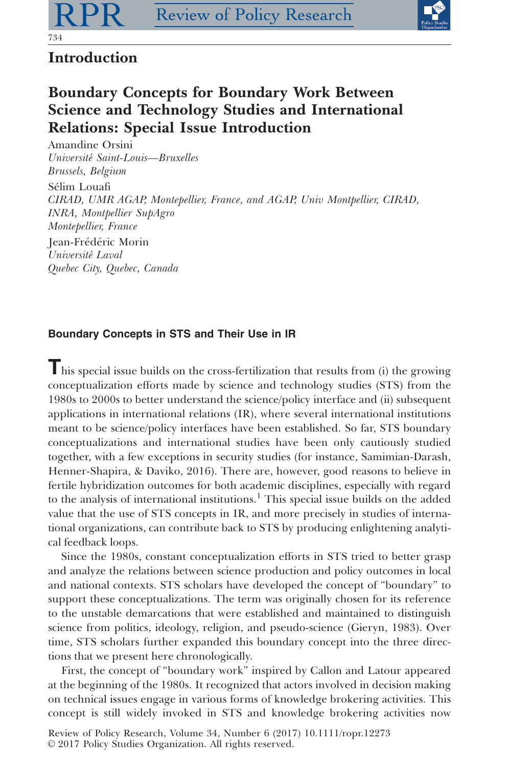## Introduction

# Boundary Concepts for Boundary Work Between Science and Technology Studies and International Relations: Special Issue Introduction

Amandine Orsini
*Université Saint-Louis—Bruxelles*
*Brussels, Belgium*

Sélim Louafi
*CIRAD, UMR AGAP, Montepellier, France, and AGAP, Univ Montpellier, CIRAD, INRA, Montpellier SupAgro*
*Montepellier, France*

Jean-Frédéric Morin
*Université Laval*
*Quebec City, Quebec, Canada*

### Boundary Concepts in STS and Their Use in IR

This special issue builds on the cross-fertilization that results from (i) the growing conceptualization efforts made by science and technology studies (STS) from the 1980s to 2000s to better understand the science/policy interface and (ii) subsequent applications in international relations (IR), where several international institutions meant to be science/policy interfaces have been established. So far, STS boundary conceptualizations and international studies have been only cautiously studied together, with a few exceptions in security studies (for instance, Samimian-Darash, Henner-Shapira, & Daviko, 2016). There are, however, good reasons to believe in fertile hybridization outcomes for both academic disciplines, especially with regard to the analysis of international institutions.[1] This special issue builds on the added value that the use of STS concepts in IR, and more precisely in studies of international organizations, can contribute back to STS by producing enlightening analytical feedback loops.

Since the 1980s, constant conceptualization efforts in STS tried to better grasp and analyze the relations between science production and policy outcomes in local and national contexts. STS scholars have developed the concept of "boundary" to support these conceptualizations. The term was originally chosen for its reference to the unstable demarcations that were established and maintained to distinguish science from politics, ideology, religion, and pseudo-science (Gieryn, 1983). Over time, STS scholars further expanded this boundary concept into the three directions that we present here chronologically.

First, the concept of "boundary work" inspired by Callon and Latour appeared at the beginning of the 1980s. It recognized that actors involved in decision making on technical issues engage in various forms of knowledge brokering activities. This concept is still widely invoked in STS and knowledge brokering activities now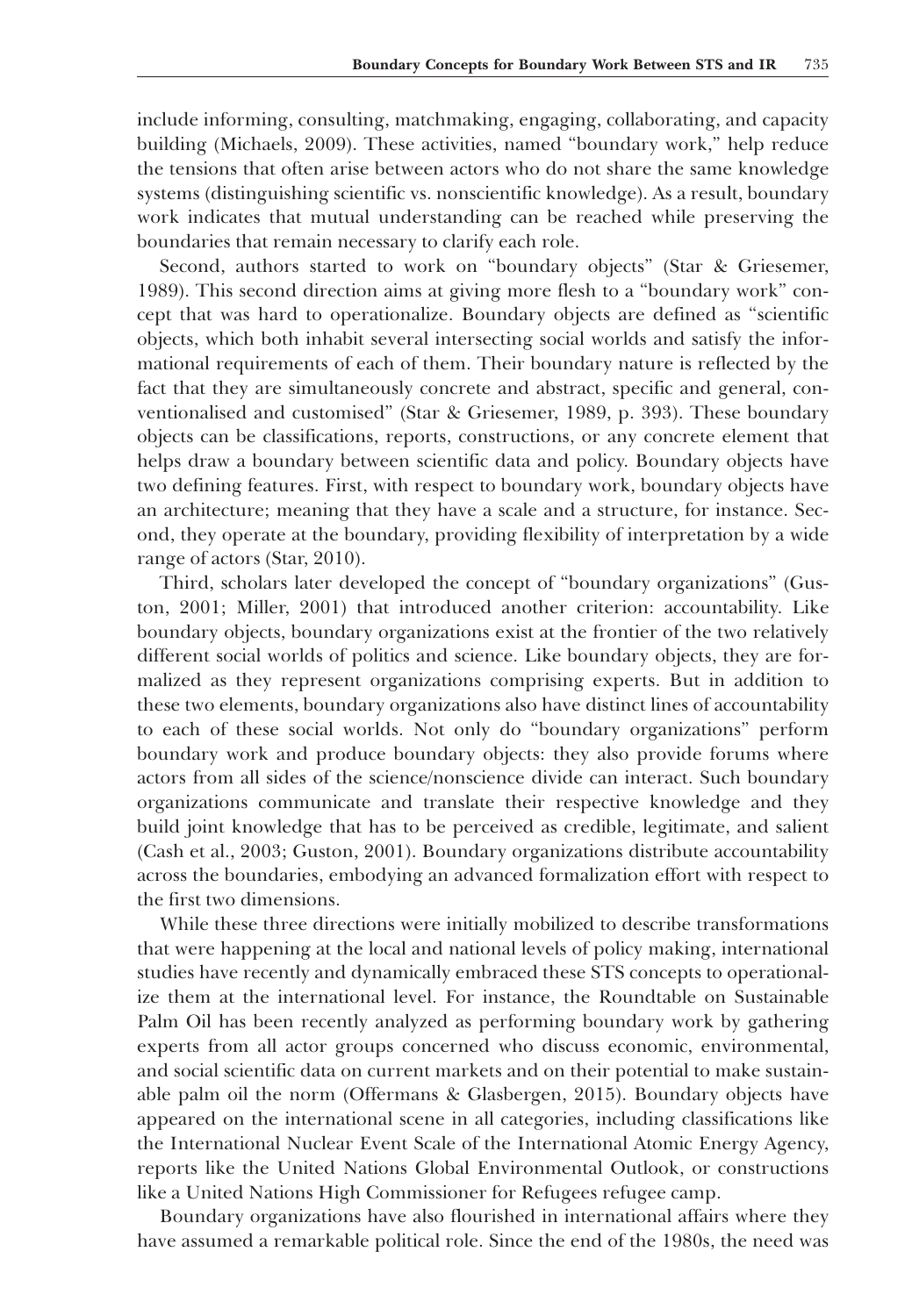include informing, consulting, matchmaking, engaging, collaborating, and capacity building (Michaels, 2009). These activities, named "boundary work," help reduce the tensions that often arise between actors who do not share the same knowledge systems (distinguishing scientific vs. nonscientific knowledge). As a result, boundary work indicates that mutual understanding can be reached while preserving the boundaries that remain necessary to clarify each role.

Second, authors started to work on "boundary objects" (Star & Griesemer, 1989). This second direction aims at giving more flesh to a "boundary work" concept that was hard to operationalize. Boundary objects are defined as "scientific objects, which both inhabit several intersecting social worlds and satisfy the informational requirements of each of them. Their boundary nature is reflected by the fact that they are simultaneously concrete and abstract, specific and general, conventionalised and customised" (Star & Griesemer, 1989, p. 393). These boundary objects can be classifications, reports, constructions, or any concrete element that helps draw a boundary between scientific data and policy. Boundary objects have two defining features. First, with respect to boundary work, boundary objects have an architecture; meaning that they have a scale and a structure, for instance. Second, they operate at the boundary, providing flexibility of interpretation by a wide range of actors (Star, 2010).

Third, scholars later developed the concept of "boundary organizations" (Guston, 2001; Miller, 2001) that introduced another criterion: accountability. Like boundary objects, boundary organizations exist at the frontier of the two relatively different social worlds of politics and science. Like boundary objects, they are formalized as they represent organizations comprising experts. But in addition to these two elements, boundary organizations also have distinct lines of accountability to each of these social worlds. Not only do "boundary organizations" perform boundary work and produce boundary objects: they also provide forums where actors from all sides of the science/nonscience divide can interact. Such boundary organizations communicate and translate their respective knowledge and they build joint knowledge that has to be perceived as credible, legitimate, and salient (Cash et al., 2003; Guston, 2001). Boundary organizations distribute accountability across the boundaries, embodying an advanced formalization effort with respect to the first two dimensions.

While these three directions were initially mobilized to describe transformations that were happening at the local and national levels of policy making, international studies have recently and dynamically embraced these STS concepts to operationalize them at the international level. For instance, the Roundtable on Sustainable Palm Oil has been recently analyzed as performing boundary work by gathering experts from all actor groups concerned who discuss economic, environmental, and social scientific data on current markets and on their potential to make sustainable palm oil the norm (Offermans & Glasbergen, 2015). Boundary objects have appeared on the international scene in all categories, including classifications like the International Nuclear Event Scale of the International Atomic Energy Agency, reports like the United Nations Global Environmental Outlook, or constructions like a United Nations High Commissioner for Refugees refugee camp.

Boundary organizations have also flourished in international affairs where they have assumed a remarkable political role. Since the end of the 1980s, the need was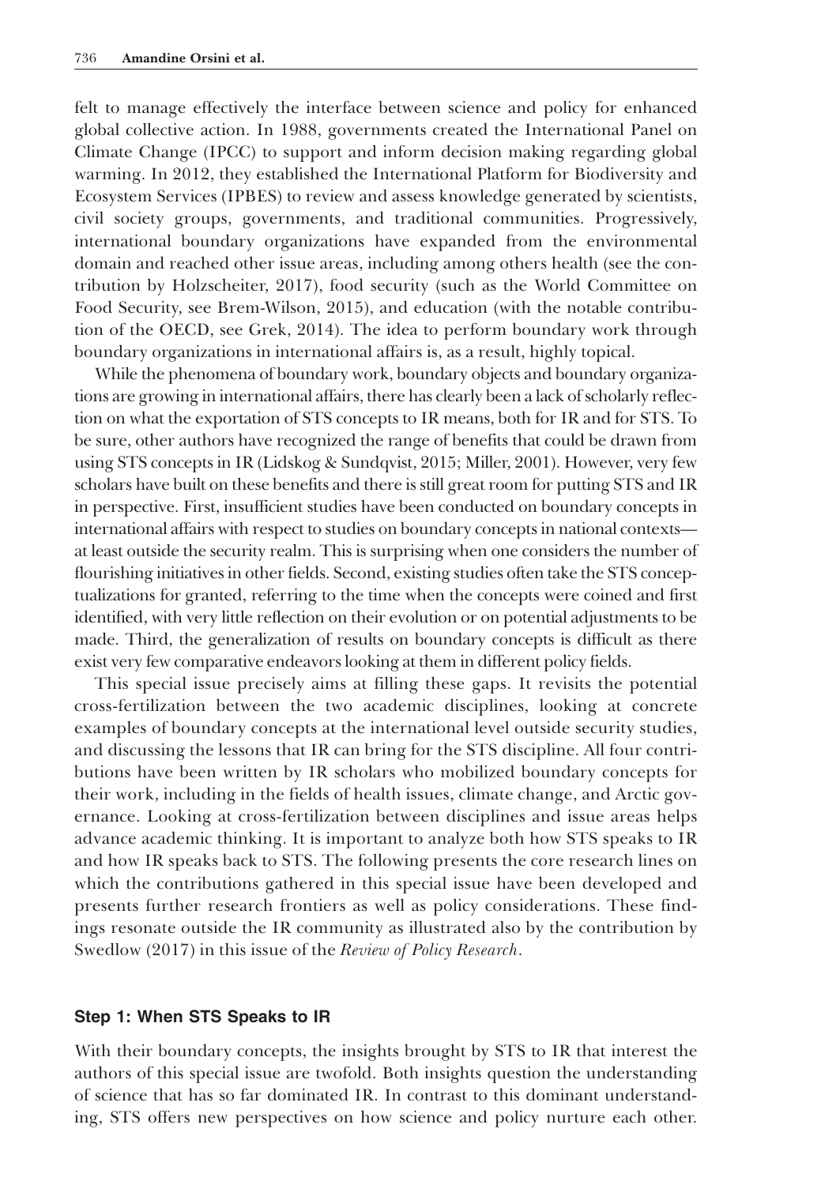felt to manage effectively the interface between science and policy for enhanced global collective action. In 1988, governments created the International Panel on Climate Change (IPCC) to support and inform decision making regarding global warming. In 2012, they established the International Platform for Biodiversity and Ecosystem Services (IPBES) to review and assess knowledge generated by scientists, civil society groups, governments, and traditional communities. Progressively, international boundary organizations have expanded from the environmental domain and reached other issue areas, including among others health (see the contribution by Holzscheiter, 2017), food security (such as the World Committee on Food Security, see Brem-Wilson, 2015), and education (with the notable contribution of the OECD, see Grek, 2014). The idea to perform boundary work through boundary organizations in international affairs is, as a result, highly topical.

While the phenomena of boundary work, boundary objects and boundary organizations are growing in international affairs, there has clearly been a lack of scholarly reflection on what the exportation of STS concepts to IR means, both for IR and for STS. To be sure, other authors have recognized the range of benefits that could be drawn from using STS concepts in IR (Lidskog & Sundqvist, 2015; Miller, 2001). However, very few scholars have built on these benefits and there is still great room for putting STS and IR in perspective. First, insufficient studies have been conducted on boundary concepts in international affairs with respect to studies on boundary concepts in national contexts—at least outside the security realm. This is surprising when one considers the number of flourishing initiatives in other fields. Second, existing studies often take the STS conceptualizations for granted, referring to the time when the concepts were coined and first identified, with very little reflection on their evolution or on potential adjustments to be made. Third, the generalization of results on boundary concepts is difficult as there exist very few comparative endeavors looking at them in different policy fields.

This special issue precisely aims at filling these gaps. It revisits the potential cross-fertilization between the two academic disciplines, looking at concrete examples of boundary concepts at the international level outside security studies, and discussing the lessons that IR can bring for the STS discipline. All four contributions have been written by IR scholars who mobilized boundary concepts for their work, including in the fields of health issues, climate change, and Arctic governance. Looking at cross-fertilization between disciplines and issue areas helps advance academic thinking. It is important to analyze both how STS speaks to IR and how IR speaks back to STS. The following presents the core research lines on which the contributions gathered in this special issue have been developed and presents further research frontiers as well as policy considerations. These findings resonate outside the IR community as illustrated also by the contribution by Swedlow (2017) in this issue of the *Review of Policy Research*.

## Step 1: When STS Speaks to IR

With their boundary concepts, the insights brought by STS to IR that interest the authors of this special issue are twofold. Both insights question the understanding of science that has so far dominated IR. In contrast to this dominant understanding, STS offers new perspectives on how science and policy nurture each other.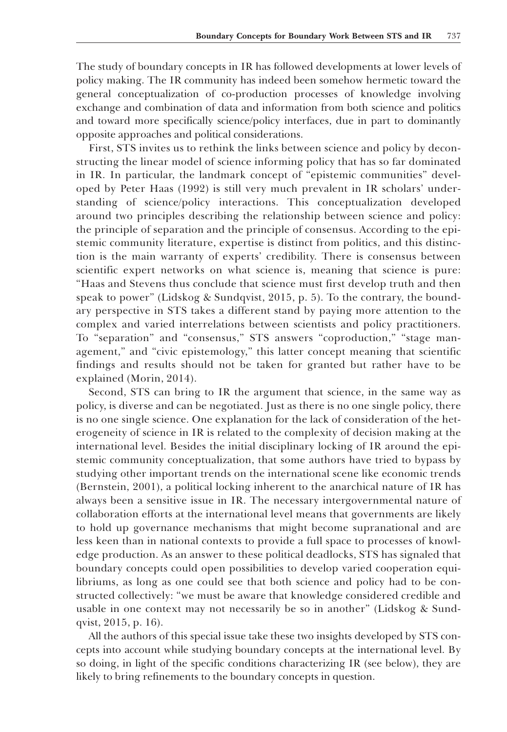The study of boundary concepts in IR has followed developments at lower levels of policy making. The IR community has indeed been somehow hermetic toward the general conceptualization of co-production processes of knowledge involving exchange and combination of data and information from both science and politics and toward more specifically science/policy interfaces, due in part to dominantly opposite approaches and political considerations.

First, STS invites us to rethink the links between science and policy by deconstructing the linear model of science informing policy that has so far dominated in IR. In particular, the landmark concept of "epistemic communities" developed by Peter Haas (1992) is still very much prevalent in IR scholars' understanding of science/policy interactions. This conceptualization developed around two principles describing the relationship between science and policy: the principle of separation and the principle of consensus. According to the epistemic community literature, expertise is distinct from politics, and this distinction is the main warranty of experts' credibility. There is consensus between scientific expert networks on what science is, meaning that science is pure: "Haas and Stevens thus conclude that science must first develop truth and then speak to power" (Lidskog & Sundqvist, 2015, p. 5). To the contrary, the boundary perspective in STS takes a different stand by paying more attention to the complex and varied interrelations between scientists and policy practitioners. To "separation" and "consensus," STS answers "coproduction," "stage management," and "civic epistemology," this latter concept meaning that scientific findings and results should not be taken for granted but rather have to be explained (Morin, 2014).

Second, STS can bring to IR the argument that science, in the same way as policy, is diverse and can be negotiated. Just as there is no one single policy, there is no one single science. One explanation for the lack of consideration of the heterogeneity of science in IR is related to the complexity of decision making at the international level. Besides the initial disciplinary locking of IR around the epistemic community conceptualization, that some authors have tried to bypass by studying other important trends on the international scene like economic trends (Bernstein, 2001), a political locking inherent to the anarchical nature of IR has always been a sensitive issue in IR. The necessary intergovernmental nature of collaboration efforts at the international level means that governments are likely to hold up governance mechanisms that might become supranational and are less keen than in national contexts to provide a full space to processes of knowledge production. As an answer to these political deadlocks, STS has signaled that boundary concepts could open possibilities to develop varied cooperation equilibriums, as long as one could see that both science and policy had to be constructed collectively: "we must be aware that knowledge considered credible and usable in one context may not necessarily be so in another" (Lidskog & Sundqvist, 2015, p. 16).

All the authors of this special issue take these two insights developed by STS concepts into account while studying boundary concepts at the international level. By so doing, in light of the specific conditions characterizing IR (see below), they are likely to bring refinements to the boundary concepts in question.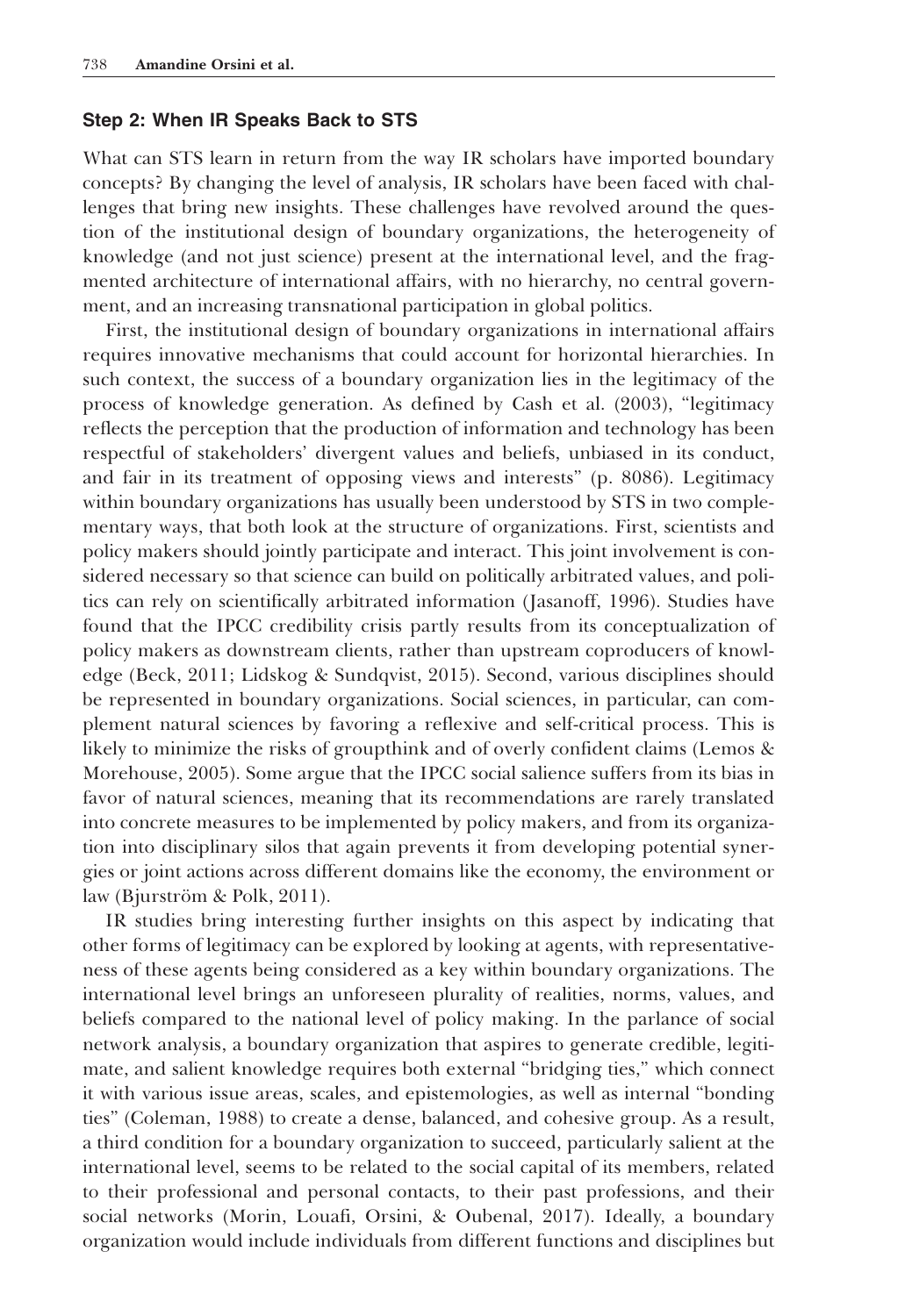### Step 2: When IR Speaks Back to STS

What can STS learn in return from the way IR scholars have imported boundary concepts? By changing the level of analysis, IR scholars have been faced with challenges that bring new insights. These challenges have revolved around the question of the institutional design of boundary organizations, the heterogeneity of knowledge (and not just science) present at the international level, and the fragmented architecture of international affairs, with no hierarchy, no central government, and an increasing transnational participation in global politics.

First, the institutional design of boundary organizations in international affairs requires innovative mechanisms that could account for horizontal hierarchies. In such context, the success of a boundary organization lies in the legitimacy of the process of knowledge generation. As defined by Cash et al. (2003), "legitimacy reflects the perception that the production of information and technology has been respectful of stakeholders' divergent values and beliefs, unbiased in its conduct, and fair in its treatment of opposing views and interests" (p. 8086). Legitimacy within boundary organizations has usually been understood by STS in two complementary ways, that both look at the structure of organizations. First, scientists and policy makers should jointly participate and interact. This joint involvement is considered necessary so that science can build on politically arbitrated values, and politics can rely on scientifically arbitrated information (Jasanoff, 1996). Studies have found that the IPCC credibility crisis partly results from its conceptualization of policy makers as downstream clients, rather than upstream coproducers of knowledge (Beck, 2011; Lidskog & Sundqvist, 2015). Second, various disciplines should be represented in boundary organizations. Social sciences, in particular, can complement natural sciences by favoring a reflexive and self-critical process. This is likely to minimize the risks of groupthink and of overly confident claims (Lemos & Morehouse, 2005). Some argue that the IPCC social salience suffers from its bias in favor of natural sciences, meaning that its recommendations are rarely translated into concrete measures to be implemented by policy makers, and from its organization into disciplinary silos that again prevents it from developing potential synergies or joint actions across different domains like the economy, the environment or law (Bjurström & Polk, 2011).

IR studies bring interesting further insights on this aspect by indicating that other forms of legitimacy can be explored by looking at agents, with representativeness of these agents being considered as a key within boundary organizations. The international level brings an unforeseen plurality of realities, norms, values, and beliefs compared to the national level of policy making. In the parlance of social network analysis, a boundary organization that aspires to generate credible, legitimate, and salient knowledge requires both external "bridging ties," which connect it with various issue areas, scales, and epistemologies, as well as internal "bonding ties" (Coleman, 1988) to create a dense, balanced, and cohesive group. As a result, a third condition for a boundary organization to succeed, particularly salient at the international level, seems to be related to the social capital of its members, related to their professional and personal contacts, to their past professions, and their social networks (Morin, Louafi, Orsini, & Oubenal, 2017). Ideally, a boundary organization would include individuals from different functions and disciplines but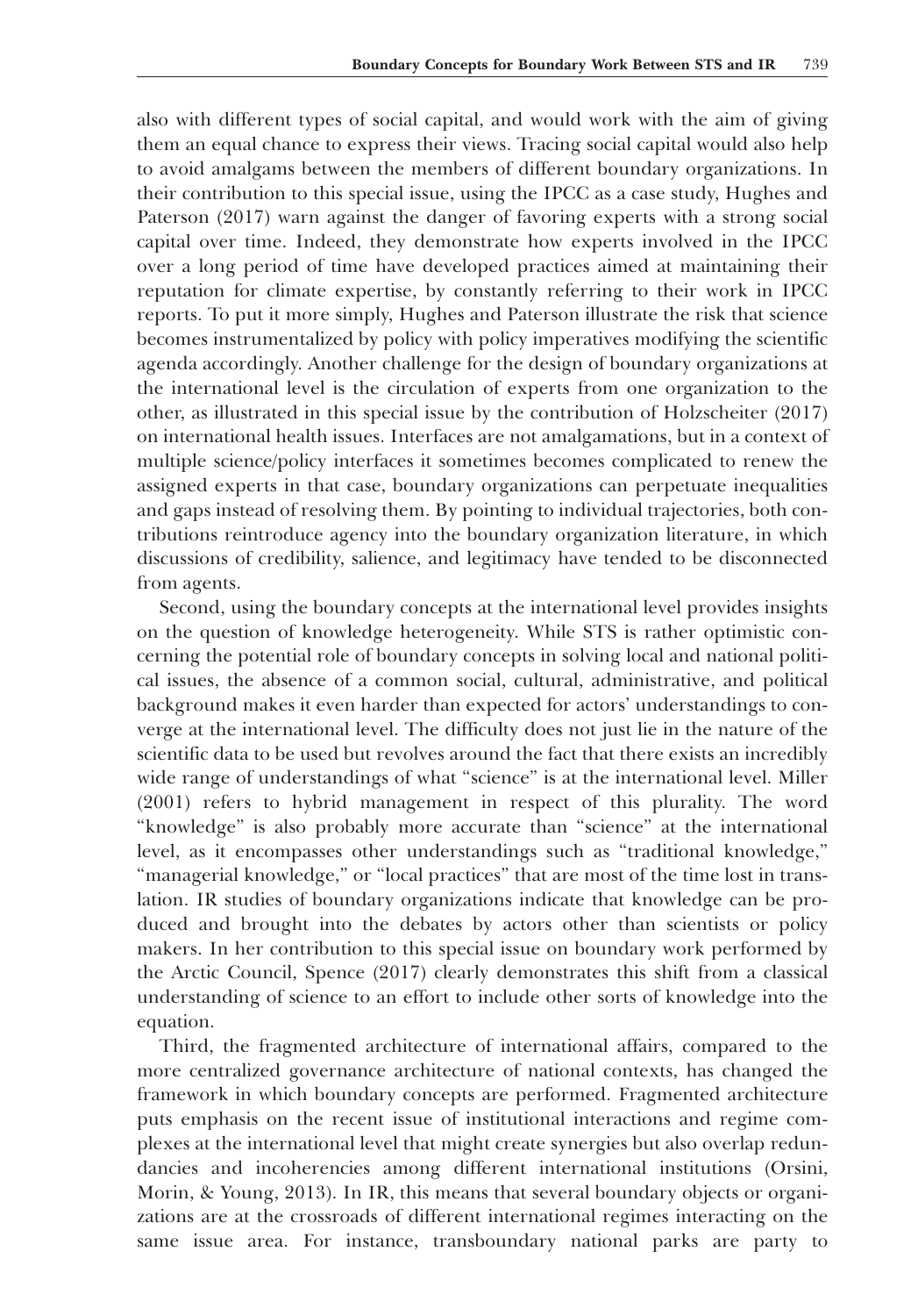also with different types of social capital, and would work with the aim of giving them an equal chance to express their views. Tracing social capital would also help to avoid amalgams between the members of different boundary organizations. In their contribution to this special issue, using the IPCC as a case study, Hughes and Paterson (2017) warn against the danger of favoring experts with a strong social capital over time. Indeed, they demonstrate how experts involved in the IPCC over a long period of time have developed practices aimed at maintaining their reputation for climate expertise, by constantly referring to their work in IPCC reports. To put it more simply, Hughes and Paterson illustrate the risk that science becomes instrumentalized by policy with policy imperatives modifying the scientific agenda accordingly. Another challenge for the design of boundary organizations at the international level is the circulation of experts from one organization to the other, as illustrated in this special issue by the contribution of Holzscheiter (2017) on international health issues. Interfaces are not amalgamations, but in a context of multiple science/policy interfaces it sometimes becomes complicated to renew the assigned experts in that case, boundary organizations can perpetuate inequalities and gaps instead of resolving them. By pointing to individual trajectories, both contributions reintroduce agency into the boundary organization literature, in which discussions of credibility, salience, and legitimacy have tended to be disconnected from agents.

Second, using the boundary concepts at the international level provides insights on the question of knowledge heterogeneity. While STS is rather optimistic concerning the potential role of boundary concepts in solving local and national political issues, the absence of a common social, cultural, administrative, and political background makes it even harder than expected for actors' understandings to converge at the international level. The difficulty does not just lie in the nature of the scientific data to be used but revolves around the fact that there exists an incredibly wide range of understandings of what "science" is at the international level. Miller (2001) refers to hybrid management in respect of this plurality. The word "knowledge" is also probably more accurate than "science" at the international level, as it encompasses other understandings such as "traditional knowledge," "managerial knowledge," or "local practices" that are most of the time lost in translation. IR studies of boundary organizations indicate that knowledge can be produced and brought into the debates by actors other than scientists or policy makers. In her contribution to this special issue on boundary work performed by the Arctic Council, Spence (2017) clearly demonstrates this shift from a classical understanding of science to an effort to include other sorts of knowledge into the equation.

Third, the fragmented architecture of international affairs, compared to the more centralized governance architecture of national contexts, has changed the framework in which boundary concepts are performed. Fragmented architecture puts emphasis on the recent issue of institutional interactions and regime complexes at the international level that might create synergies but also overlap redundancies and incoherencies among different international institutions (Orsini, Morin, & Young, 2013). In IR, this means that several boundary objects or organizations are at the crossroads of different international regimes interacting on the same issue area. For instance, transboundary national parks are party to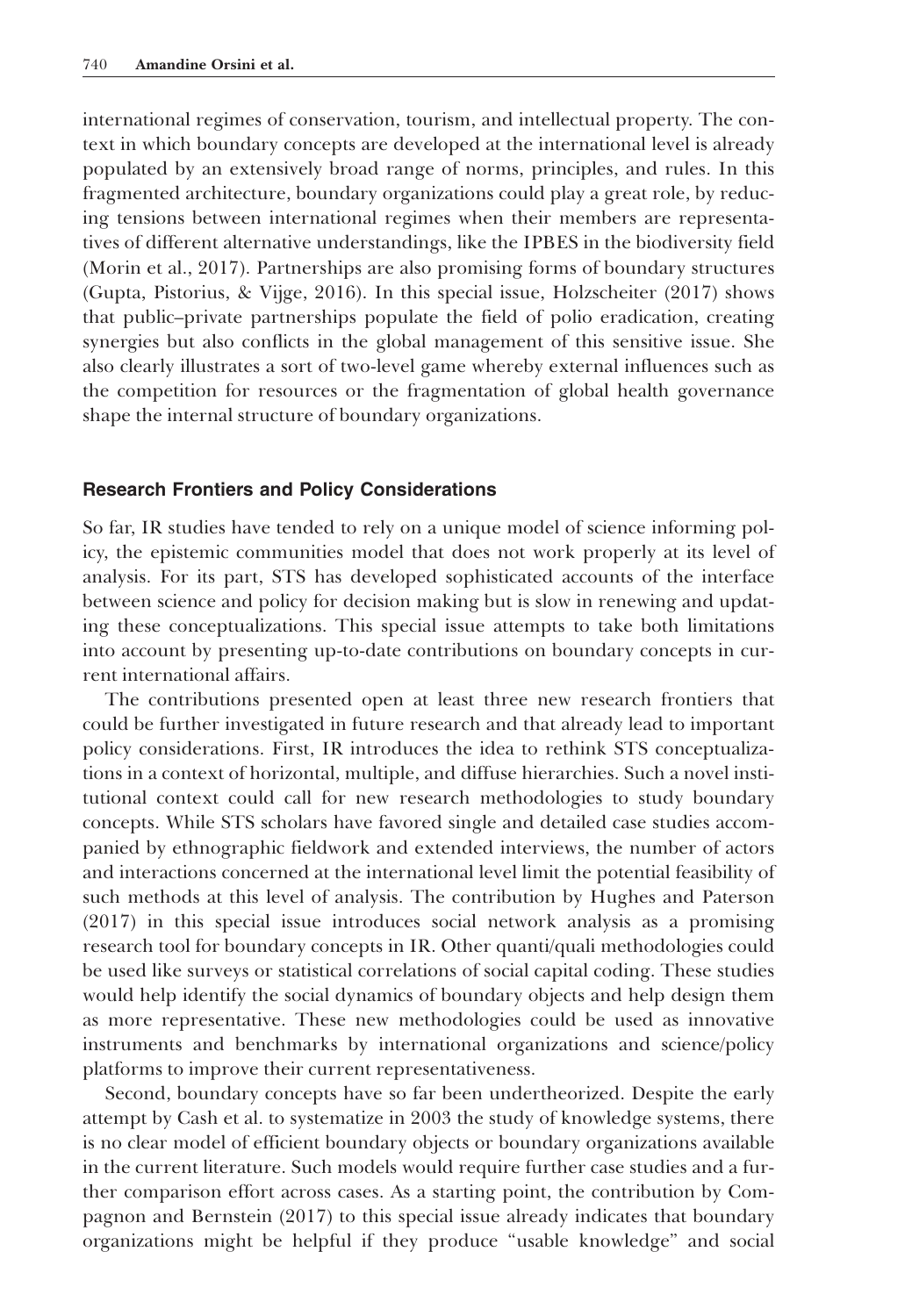international regimes of conservation, tourism, and intellectual property. The context in which boundary concepts are developed at the international level is already populated by an extensively broad range of norms, principles, and rules. In this fragmented architecture, boundary organizations could play a great role, by reducing tensions between international regimes when their members are representatives of different alternative understandings, like the IPBES in the biodiversity field (Morin et al., 2017). Partnerships are also promising forms of boundary structures (Gupta, Pistorius, & Vijge, 2016). In this special issue, Holzscheiter (2017) shows that public–private partnerships populate the field of polio eradication, creating synergies but also conflicts in the global management of this sensitive issue. She also clearly illustrates a sort of two-level game whereby external influences such as the competition for resources or the fragmentation of global health governance shape the internal structure of boundary organizations.

## Research Frontiers and Policy Considerations

So far, IR studies have tended to rely on a unique model of science informing policy, the epistemic communities model that does not work properly at its level of analysis. For its part, STS has developed sophisticated accounts of the interface between science and policy for decision making but is slow in renewing and updating these conceptualizations. This special issue attempts to take both limitations into account by presenting up-to-date contributions on boundary concepts in current international affairs.

The contributions presented open at least three new research frontiers that could be further investigated in future research and that already lead to important policy considerations. First, IR introduces the idea to rethink STS conceptualizations in a context of horizontal, multiple, and diffuse hierarchies. Such a novel institutional context could call for new research methodologies to study boundary concepts. While STS scholars have favored single and detailed case studies accompanied by ethnographic fieldwork and extended interviews, the number of actors and interactions concerned at the international level limit the potential feasibility of such methods at this level of analysis. The contribution by Hughes and Paterson (2017) in this special issue introduces social network analysis as a promising research tool for boundary concepts in IR. Other quanti/quali methodologies could be used like surveys or statistical correlations of social capital coding. These studies would help identify the social dynamics of boundary objects and help design them as more representative. These new methodologies could be used as innovative instruments and benchmarks by international organizations and science/policy platforms to improve their current representativeness.

Second, boundary concepts have so far been undertheorized. Despite the early attempt by Cash et al. to systematize in 2003 the study of knowledge systems, there is no clear model of efficient boundary objects or boundary organizations available in the current literature. Such models would require further case studies and a further comparison effort across cases. As a starting point, the contribution by Compagnon and Bernstein (2017) to this special issue already indicates that boundary organizations might be helpful if they produce "usable knowledge" and social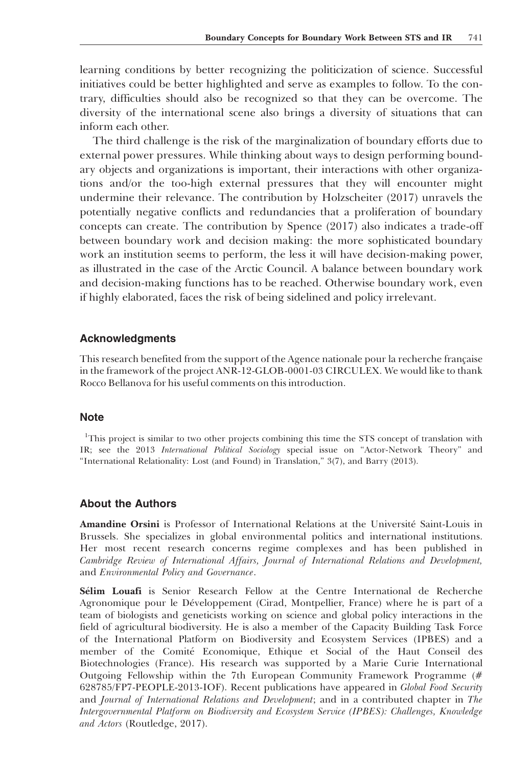learning conditions by better recognizing the politicization of science. Successful initiatives could be better highlighted and serve as examples to follow. To the contrary, difficulties should also be recognized so that they can be overcome. The diversity of the international scene also brings a diversity of situations that can inform each other.

The third challenge is the risk of the marginalization of boundary efforts due to external power pressures. While thinking about ways to design performing boundary objects and organizations is important, their interactions with other organizations and/or the too-high external pressures that they will encounter might undermine their relevance. The contribution by Holzscheiter (2017) unravels the potentially negative conflicts and redundancies that a proliferation of boundary concepts can create. The contribution by Spence (2017) also indicates a trade-off between boundary work and decision making: the more sophisticated boundary work an institution seems to perform, the less it will have decision-making power, as illustrated in the case of the Arctic Council. A balance between boundary work and decision-making functions has to be reached. Otherwise boundary work, even if highly elaborated, faces the risk of being sidelined and policy irrelevant.

## Acknowledgments

This research benefited from the support of the Agence nationale pour la recherche française in the framework of the project ANR-12-GLOB-0001-03 CIRCULEX. We would like to thank Rocco Bellanova for his useful comments on this introduction.

## Note

[1]This project is similar to two other projects combining this time the STS concept of translation with IR; see the 2013 *International Political Sociology* special issue on "Actor-Network Theory" and "International Relationality: Lost (and Found) in Translation," 3(7), and Barry (2013).

## About the Authors

**Amandine Orsini** is Professor of International Relations at the Université Saint-Louis in Brussels. She specializes in global environmental politics and international institutions. Her most recent research concerns regime complexes and has been published in *Cambridge Review of International Affairs*, *Journal of International Relations and Development,* and *Environmental Policy and Governance*.

**Sélim Louafi** is Senior Research Fellow at the Centre International de Recherche Agronomique pour le Développement (Cirad, Montpellier, France) where he is part of a team of biologists and geneticists working on science and global policy interactions in the field of agricultural biodiversity. He is also a member of the Capacity Building Task Force of the International Platform on Biodiversity and Ecosystem Services (IPBES) and a member of the Comité Economique, Ethique et Social of the Haut Conseil des Biotechnologies (France). His research was supported by a Marie Curie International Outgoing Fellowship within the 7th European Community Framework Programme (# 628785/FP7-PEOPLE-2013-IOF). Recent publications have appeared in *Global Food Security* and *Journal of International Relations and Development*; and in a contributed chapter in *The Intergovernmental Platform on Biodiversity and Ecosystem Service (IPBES): Challenges, Knowledge and Actors* (Routledge, 2017).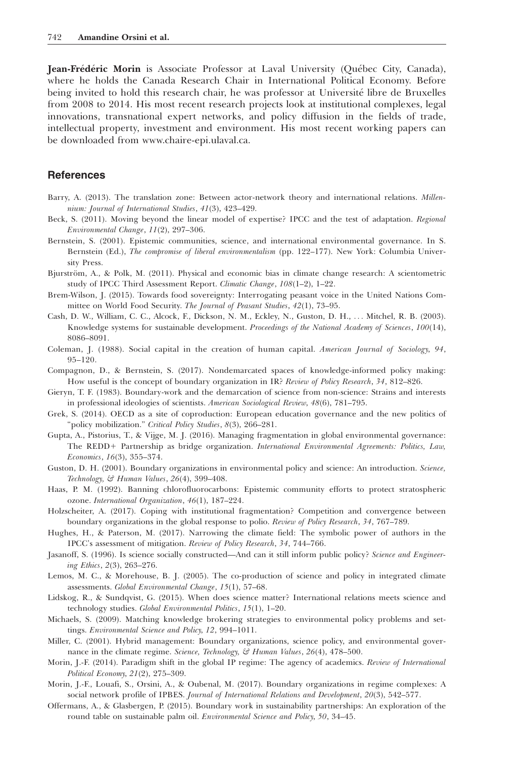**Jean-Frédéric Morin** is Associate Professor at Laval University (Québec City, Canada), where he holds the Canada Research Chair in International Political Economy. Before being invited to hold this research chair, he was professor at Université libre de Bruxelles from 2008 to 2014. His most recent research projects look at institutional complexes, legal innovations, transnational expert networks, and policy diffusion in the fields of trade, intellectual property, investment and environment. His most recent working papers can be downloaded from www.chaire-epi.ulaval.ca.

## References

Barry, A. (2013). The translation zone: Between actor-network theory and international relations. *Millennium: Journal of International Studies*, *41*(3), 423–429.

Beck, S. (2011). Moving beyond the linear model of expertise? IPCC and the test of adaptation. *Regional Environmental Change*, *11*(2), 297–306.

Bernstein, S. (2001). Epistemic communities, science, and international environmental governance. In S. Bernstein (Ed.), *The compromise of liberal environmentalism* (pp. 122–177). New York: Columbia University Press.

Bjurström, A., & Polk, M. (2011). Physical and economic bias in climate change research: A scientometric study of IPCC Third Assessment Report. *Climatic Change*, *108*(1–2), 1–22.

Brem-Wilson, J. (2015). Towards food sovereignty: Interrogating peasant voice in the United Nations Committee on World Food Security. *The Journal of Peasant Studies*, *42*(1), 73–95.

Cash, D. W., William, C. C., Alcock, F., Dickson, N. M., Eckley, N., Guston, D. H., ... Mitchel, R. B. (2003). Knowledge systems for sustainable development. *Proceedings of the National Academy of Sciences*, *100*(14), 8086–8091.

Coleman, J. (1988). Social capital in the creation of human capital. *American Journal of Sociology*, *94*, 95–120.

Compagnon, D., & Bernstein, S. (2017). Nondemarcated spaces of knowledge-informed policy making: How useful is the concept of boundary organization in IR? *Review of Policy Research*, *34*, 812–826.

Gieryn, T. F. (1983). Boundary-work and the demarcation of science from non-science: Strains and interests in professional ideologies of scientists. *American Sociological Review*, *48*(6), 781–795.

Grek, S. (2014). OECD as a site of coproduction: European education governance and the new politics of "policy mobilization." *Critical Policy Studies*, *8*(3), 266–281.

Gupta, A., Pistorius, T., & Vijge, M. J. (2016). Managing fragmentation in global environmental governance: The REDD+ Partnership as bridge organization. *International Environmental Agreements: Politics, Law, Economics*, *16*(3), 355–374.

Guston, D. H. (2001). Boundary organizations in environmental policy and science: An introduction. *Science, Technology, & Human Values*, *26*(4), 399–408.

Haas, P. M. (1992). Banning chlorofluorocarbons: Epistemic community efforts to protect stratospheric ozone. *International Organization*, *46*(1), 187–224.

Holzscheiter, A. (2017). Coping with institutional fragmentation? Competition and convergence between boundary organizations in the global response to polio. *Review of Policy Research*, *34*, 767–789.

Hughes, H., & Paterson, M. (2017). Narrowing the climate field: The symbolic power of authors in the IPCC's assessment of mitigation. *Review of Policy Research*, *34*, 744–766.

Jasanoff, S. (1996). Is science socially constructed—And can it still inform public policy? *Science and Engineering Ethics*, *2*(3), 263–276.

Lemos, M. C., & Morehouse, B. J. (2005). The co-production of science and policy in integrated climate assessments. *Global Environmental Change*, *15*(1), 57–68.

Lidskog, R., & Sundqvist, G. (2015). When does science matter? International relations meets science and technology studies. *Global Environmental Politics*, *15*(1), 1–20.

Michaels, S. (2009). Matching knowledge brokering strategies to environmental policy problems and settings. *Environmental Science and Policy*, *12*, 994–1011.

Miller, C. (2001). Hybrid management: Boundary organizations, science policy, and environmental governance in the climate regime. *Science, Technology, & Human Values*, *26*(4), 478–500.

Morin, J.-F. (2014). Paradigm shift in the global IP regime: The agency of academics. *Review of International Political Economy*, *21*(2), 275–309.

Morin, J.-F., Louafi, S., Orsini, A., & Oubenal, M. (2017). Boundary organizations in regime complexes: A social network profile of IPBES. *Journal of International Relations and Development*, *20*(3), 542–577.

Offermans, A., & Glasbergen, P. (2015). Boundary work in sustainability partnerships: An exploration of the round table on sustainable palm oil. *Environmental Science and Policy*, *50*, 34–45.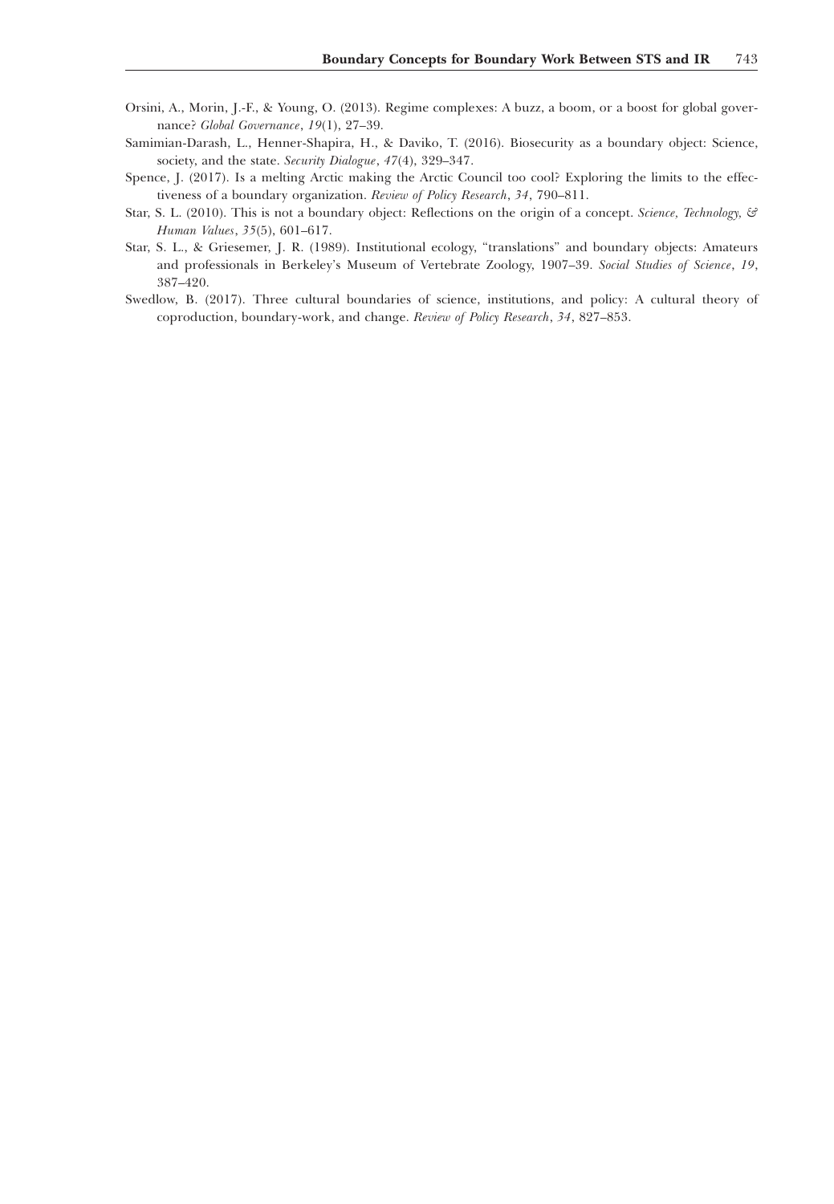Orsini, A., Morin, J.-F., & Young, O. (2013). Regime complexes: A buzz, a boom, or a boost for global governance? *Global Governance*, *19*(1), 27–39.

Samimian-Darash, L., Henner-Shapira, H., & Daviko, T. (2016). Biosecurity as a boundary object: Science, society, and the state. *Security Dialogue*, *47*(4), 329–347.

Spence, J. (2017). Is a melting Arctic making the Arctic Council too cool? Exploring the limits to the effectiveness of a boundary organization. *Review of Policy Research*, *34*, 790–811.

Star, S. L. (2010). This is not a boundary object: Reflections on the origin of a concept. *Science, Technology, & Human Values*, *35*(5), 601–617.

Star, S. L., & Griesemer, J. R. (1989). Institutional ecology, "translations" and boundary objects: Amateurs and professionals in Berkeley's Museum of Vertebrate Zoology, 1907–39. *Social Studies of Science*, *19*, 387–420.

Swedlow, B. (2017). Three cultural boundaries of science, institutions, and policy: A cultural theory of coproduction, boundary-work, and change. *Review of Policy Research*, *34*, 827–853.